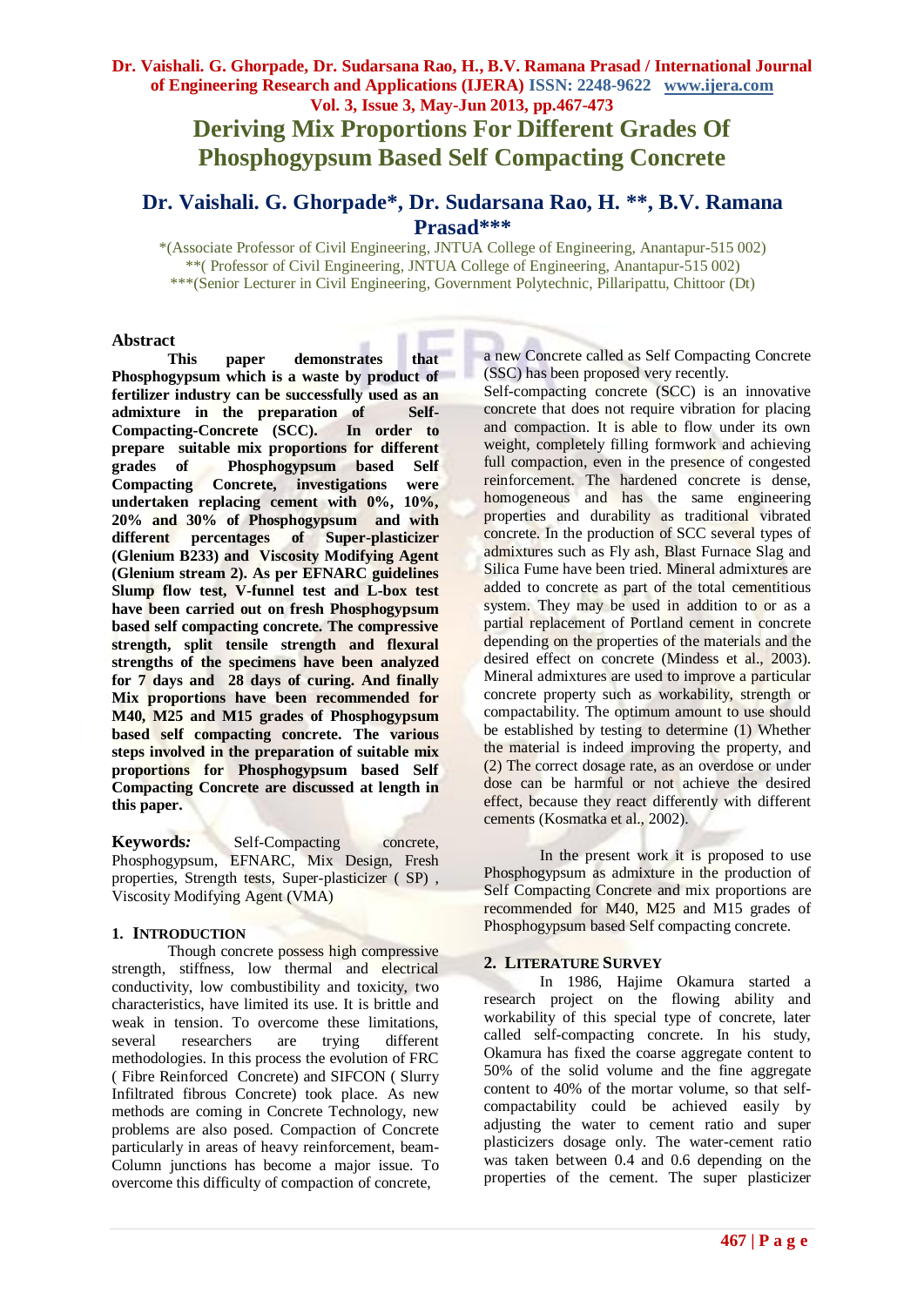# Deriving Mix Proportions For Different Grades Of Phosphogypsum Based Self Compacting Concrete

## Dr. Vaishali. G. Ghorpade*, Dr. Sudarsana Rao, H. **, B.V. Ramana Prasad***

*(Associate Professor of Civil Engineering, JNTUA College of Engineering, Anantapur-515 002)
**( Professor of Civil Engineering, JNTUA College of Engineering, Anantapur-515 002)
***(Senior Lecturer in Civil Engineering, Government Polytechnic, Pillaripattu, Chittoor (Dt)

## Abstract

**This paper demonstrates that Phosphogypsum which is a waste by product of fertilizer industry can be successfully used as an admixture in the preparation of Self-Compacting-Concrete (SCC). In order to prepare suitable mix proportions for different grades of Phosphogypsum based Self Compacting Concrete, investigations were undertaken replacing cement with 0%, 10%, 20% and 30% of Phosphogypsum and with different percentages of Super-plasticizer (Glenium B233) and Viscosity Modifying Agent (Glenium stream 2). As per EFNARC guidelines Slump flow test, V-funnel test and L-box test have been carried out on fresh Phosphogypsum based self compacting concrete. The compressive strength, split tensile strength and flexural strengths of the specimens have been analyzed for 7 days and 28 days of curing. And finally Mix proportions have been recommended for M40, M25 and M15 grades of Phosphogypsum based self compacting concrete. The various steps involved in the preparation of suitable mix proportions for Phosphogypsum based Self Compacting Concrete are discussed at length in this paper.**

**Keywords*:*** Self-Compacting concrete, Phosphogypsum, EFNARC, Mix Design, Fresh properties, Strength tests, Super-plasticizer ( SP) , Viscosity Modifying Agent (VMA)

## 1. INTRODUCTION

Though concrete possess high compressive strength, stiffness, low thermal and electrical conductivity, low combustibility and toxicity, two characteristics, have limited its use. It is brittle and weak in tension. To overcome these limitations, several researchers are trying different methodologies. In this process the evolution of FRC ( Fibre Reinforced Concrete) and SIFCON ( Slurry Infiltrated fibrous Concrete) took place. As new methods are coming in Concrete Technology, new problems are also posed. Compaction of Concrete particularly in areas of heavy reinforcement, beam-Column junctions has become a major issue. To overcome this difficulty of compaction of concrete, a new Concrete called as Self Compacting Concrete (SSC) has been proposed very recently.

Self-compacting concrete (SCC) is an innovative concrete that does not require vibration for placing and compaction. It is able to flow under its own weight, completely filling formwork and achieving full compaction, even in the presence of congested reinforcement. The hardened concrete is dense, homogeneous and has the same engineering properties and durability as traditional vibrated concrete. In the production of SCC several types of admixtures such as Fly ash, Blast Furnace Slag and Silica Fume have been tried. Mineral admixtures are added to concrete as part of the total cementitious system. They may be used in addition to or as a partial replacement of Portland cement in concrete depending on the properties of the materials and the desired effect on concrete (Mindess et al., 2003). Mineral admixtures are used to improve a particular concrete property such as workability, strength or compactability. The optimum amount to use should be established by testing to determine (1) Whether the material is indeed improving the property, and (2) The correct dosage rate, as an overdose or under dose can be harmful or not achieve the desired effect, because they react differently with different cements (Kosmatka et al., 2002).

In the present work it is proposed to use Phosphogypsum as admixture in the production of Self Compacting Concrete and mix proportions are recommended for M40, M25 and M15 grades of Phosphogypsum based Self compacting concrete.

## 2. LITERATURE SURVEY

In 1986, Hajime Okamura started a research project on the flowing ability and workability of this special type of concrete, later called self-compacting concrete. In his study, Okamura has fixed the coarse aggregate content to 50% of the solid volume and the fine aggregate content to 40% of the mortar volume, so that self-compactability could be achieved easily by adjusting the water to cement ratio and super plasticizers dosage only. The water-cement ratio was taken between 0.4 and 0.6 depending on the properties of the cement. The super plasticizer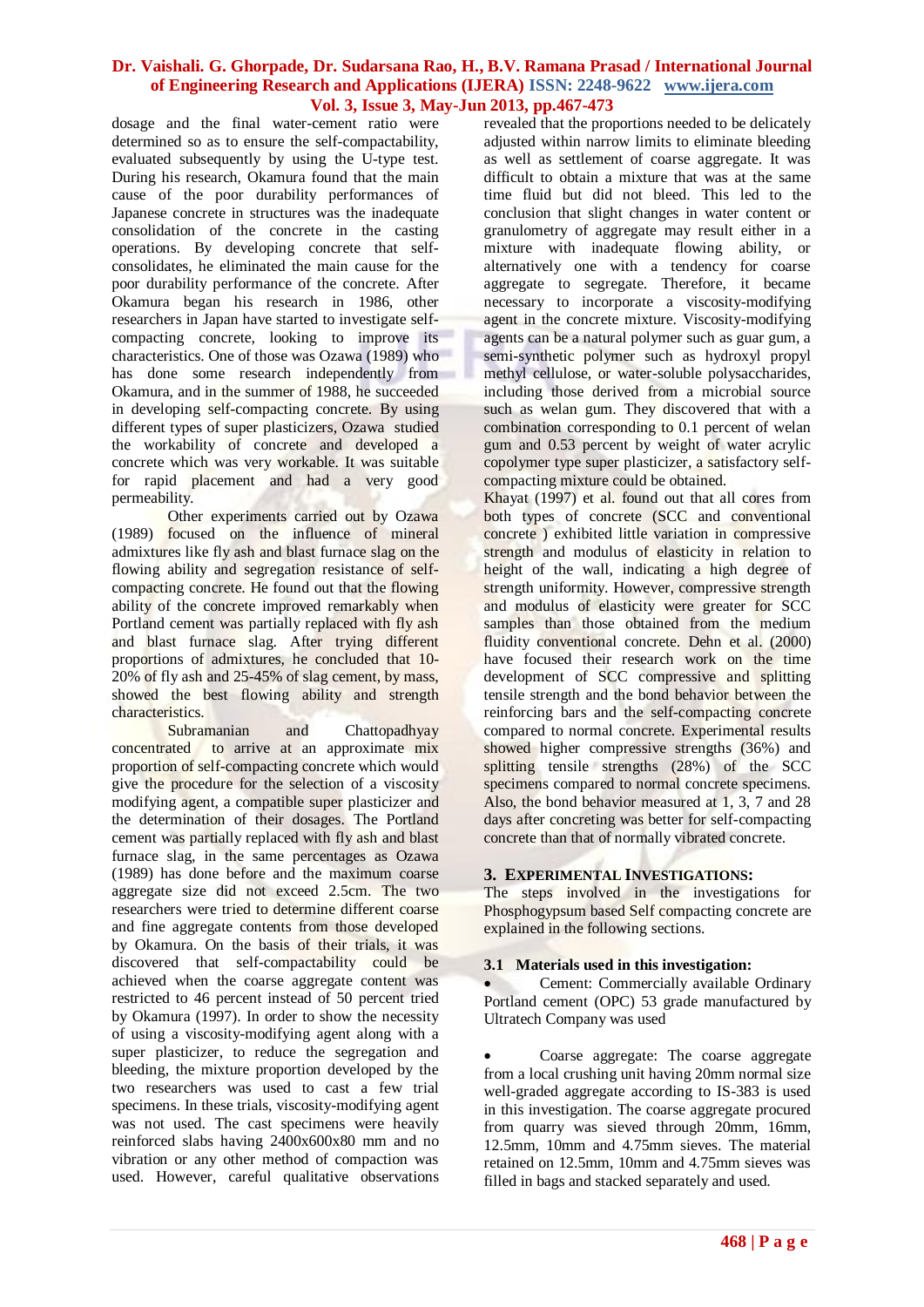dosage and the final water-cement ratio were determined so as to ensure the self-compactability, evaluated subsequently by using the U-type test. During his research, Okamura found that the main cause of the poor durability performances of Japanese concrete in structures was the inadequate consolidation of the concrete in the casting operations. By developing concrete that self-consolidates, he eliminated the main cause for the poor durability performance of the concrete. After Okamura began his research in 1986, other researchers in Japan have started to investigate self-compacting concrete, looking to improve its characteristics. One of those was Ozawa (1989) who has done some research independently from Okamura, and in the summer of 1988, he succeeded in developing self-compacting concrete. By using different types of super plasticizers, Ozawa studied the workability of concrete and developed a concrete which was very workable. It was suitable for rapid placement and had a very good permeability.

Other experiments carried out by Ozawa (1989) focused on the influence of mineral admixtures like fly ash and blast furnace slag on the flowing ability and segregation resistance of self-compacting concrete. He found out that the flowing ability of the concrete improved remarkably when Portland cement was partially replaced with fly ash and blast furnace slag. After trying different proportions of admixtures, he concluded that 10-20% of fly ash and 25-45% of slag cement, by mass, showed the best flowing ability and strength characteristics.

Subramanian and Chattopadhyay concentrated to arrive at an approximate mix proportion of self-compacting concrete which would give the procedure for the selection of a viscosity modifying agent, a compatible super plasticizer and the determination of their dosages. The Portland cement was partially replaced with fly ash and blast furnace slag, in the same percentages as Ozawa (1989) has done before and the maximum coarse aggregate size did not exceed 2.5cm. The two researchers were tried to determine different coarse and fine aggregate contents from those developed by Okamura. On the basis of their trials, it was discovered that self-compactability could be achieved when the coarse aggregate content was restricted to 46 percent instead of 50 percent tried by Okamura (1997). In order to show the necessity of using a viscosity-modifying agent along with a super plasticizer, to reduce the segregation and bleeding, the mixture proportion developed by the two researchers was used to cast a few trial specimens. In these trials, viscosity-modifying agent was not used. The cast specimens were heavily reinforced slabs having 2400x600x80 mm and no vibration or any other method of compaction was used. However, careful qualitative observations revealed that the proportions needed to be delicately adjusted within narrow limits to eliminate bleeding as well as settlement of coarse aggregate. It was difficult to obtain a mixture that was at the same time fluid but did not bleed. This led to the conclusion that slight changes in water content or granulometry of aggregate may result either in a mixture with inadequate flowing ability, or alternatively one with a tendency for coarse aggregate to segregate. Therefore, it became necessary to incorporate a viscosity-modifying agent in the concrete mixture. Viscosity-modifying agents can be a natural polymer such as guar gum, a semi-synthetic polymer such as hydroxyl propyl methyl cellulose, or water-soluble polysaccharides, including those derived from a microbial source such as welan gum. They discovered that with a combination corresponding to 0.1 percent of welan gum and 0.53 percent by weight of water acrylic copolymer type super plasticizer, a satisfactory self-compacting mixture could be obtained.

Khayat (1997) et al. found out that all cores from both types of concrete (SCC and conventional concrete ) exhibited little variation in compressive strength and modulus of elasticity in relation to height of the wall, indicating a high degree of strength uniformity. However, compressive strength and modulus of elasticity were greater for SCC samples than those obtained from the medium fluidity conventional concrete. Dehn et al. (2000) have focused their research work on the time development of SCC compressive and splitting tensile strength and the bond behavior between the reinforcing bars and the self-compacting concrete compared to normal concrete. Experimental results showed higher compressive strengths (36%) and splitting tensile strengths (28%) of the SCC specimens compared to normal concrete specimens. Also, the bond behavior measured at 1, 3, 7 and 28 days after concreting was better for self-compacting concrete than that of normally vibrated concrete.

## 3. EXPERIMENTAL INVESTIGATIONS:

The steps involved in the investigations for Phosphogypsum based Self compacting concrete are explained in the following sections.

### 3.1 Materials used in this investigation:

- Cement: Commercially available Ordinary Portland cement (OPC) 53 grade manufactured by Ultratech Company was used

- Coarse aggregate: The coarse aggregate from a local crushing unit having 20mm normal size well-graded aggregate according to IS-383 is used in this investigation. The coarse aggregate procured from quarry was sieved through 20mm, 16mm, 12.5mm, 10mm and 4.75mm sieves. The material retained on 12.5mm, 10mm and 4.75mm sieves was filled in bags and stacked separately and used.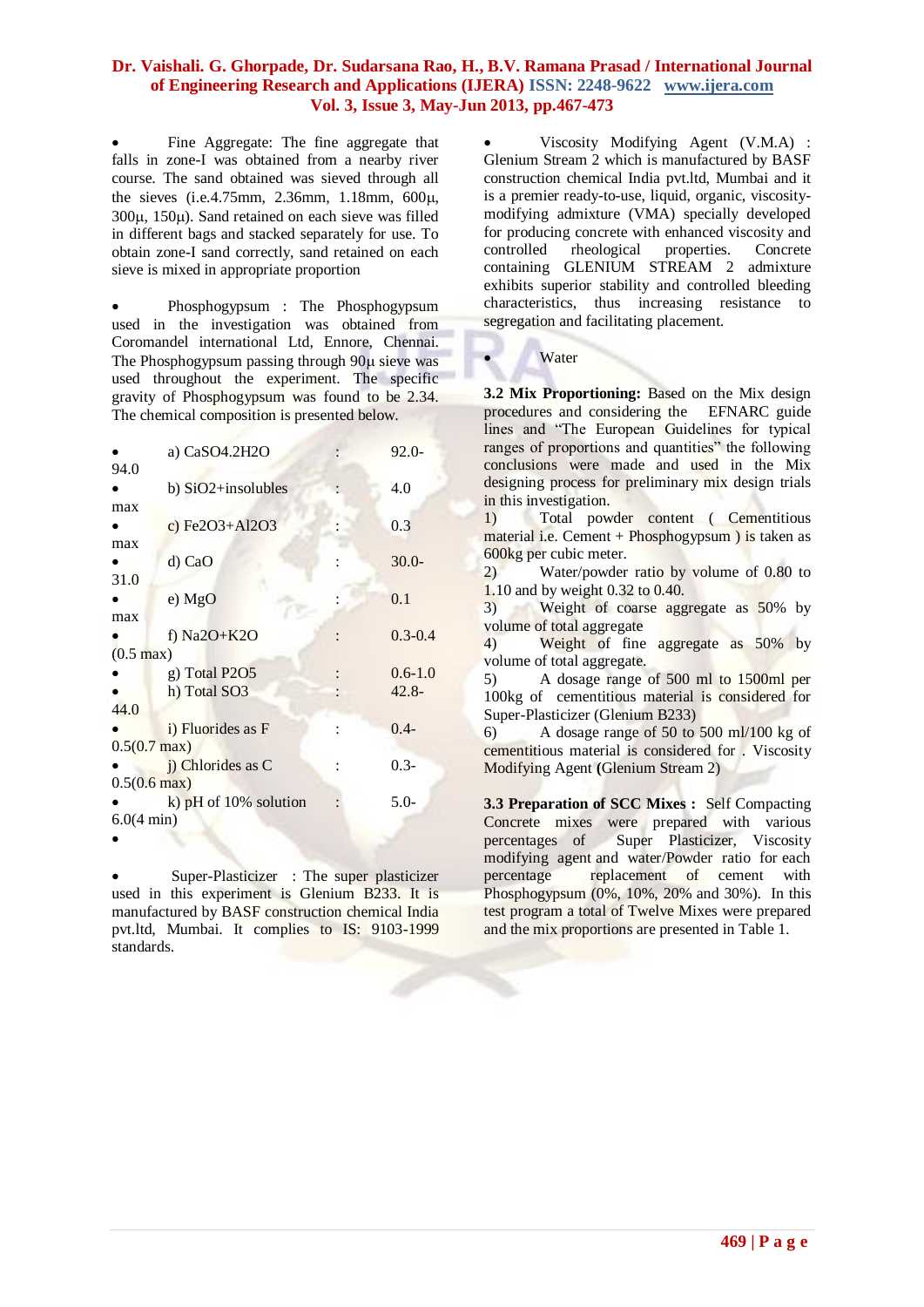- Fine Aggregate: The fine aggregate that falls in zone-I was obtained from a nearby river course. The sand obtained was sieved through all the sieves (i.e.4.75mm, 2.36mm, 1.18mm, 600μ, 300μ, 150μ). Sand retained on each sieve was filled in different bags and stacked separately for use. To obtain zone-I sand correctly, sand retained on each sieve is mixed in appropriate proportion

- Phosphogypsum : The Phosphogypsum used in the investigation was obtained from Coromandel international Ltd, Ennore, Chennai. The Phosphogypsum passing through 90μ sieve was used throughout the experiment. The specific gravity of Phosphogypsum was found to be 2.34. The chemical composition is presented below.

| | | |
|---|---|---|
| a) $CaSO_4.2H_2O$ | : | 92.0-94.0 |
| b) $SiO_2$+insolubles | : | 4.0 max |
| c) $Fe_2O_3+Al_2O_3$ | : | 0.3 max |
| d) CaO | : | 30.0-31.0 |
| e) MgO | : | 0.1 max |
| f) $Na_2O+K_2O$ | : | 0.3-0.4 (0.5 max) |
| g) Total $P_2O_5$ | : | 0.6-1.0 |
| h) Total $SO_3$ | : | 42.8-44.0 |
| i) Fluorides as F | : | 0.4-0.5(0.7 max) |
| j) Chlorides as C | : | 0.3-0.5(0.6 max) |
| k) pH of 10% solution | : | 5.0-6.0(4 min) |

- Super-Plasticizer : The super plasticizer used in this experiment is Glenium B233. It is manufactured by BASF construction chemical India pvt.ltd, Mumbai. It complies to IS: 9103-1999 standards.

- Viscosity Modifying Agent (V.M.A) : Glenium Stream 2 which is manufactured by BASF construction chemical India pvt.ltd, Mumbai and it is a premier ready-to-use, liquid, organic, viscosity-modifying admixture (VMA) specially developed for producing concrete with enhanced viscosity and controlled rheological properties. Concrete containing GLENIUM STREAM 2 admixture exhibits superior stability and controlled bleeding characteristics, thus increasing resistance to segregation and facilitating placement.

- Water

**3.2 Mix Proportioning:** Based on the Mix design procedures and considering the EFNARC guide lines and "The European Guidelines for typical ranges of proportions and quantities" the following conclusions were made and used in the Mix designing process for preliminary mix design trials in this investigation.

1) Total powder content ( Cementitious material i.e. Cement + Phosphogypsum ) is taken as 600kg per cubic meter.
2) Water/powder ratio by volume of 0.80 to 1.10 and by weight 0.32 to 0.40.
3) Weight of coarse aggregate as 50% by volume of total aggregate
4) Weight of fine aggregate as 50% by volume of total aggregate.
5) A dosage range of 500 ml to 1500ml per 100kg of cementitious material is considered for Super-Plasticizer (Glenium B233)
6) A dosage range of 50 to 500 ml/100 kg of cementitious material is considered for . Viscosity Modifying Agent (Glenium Stream 2)

**3.3 Preparation of SCC Mixes :** Self Compacting Concrete mixes were prepared with various percentages of Super Plasticizer, Viscosity modifying agent and water/Powder ratio for each percentage replacement of cement with Phosphogypsum (0%, 10%, 20% and 30%). In this test program a total of Twelve Mixes were prepared and the mix proportions are presented in Table 1.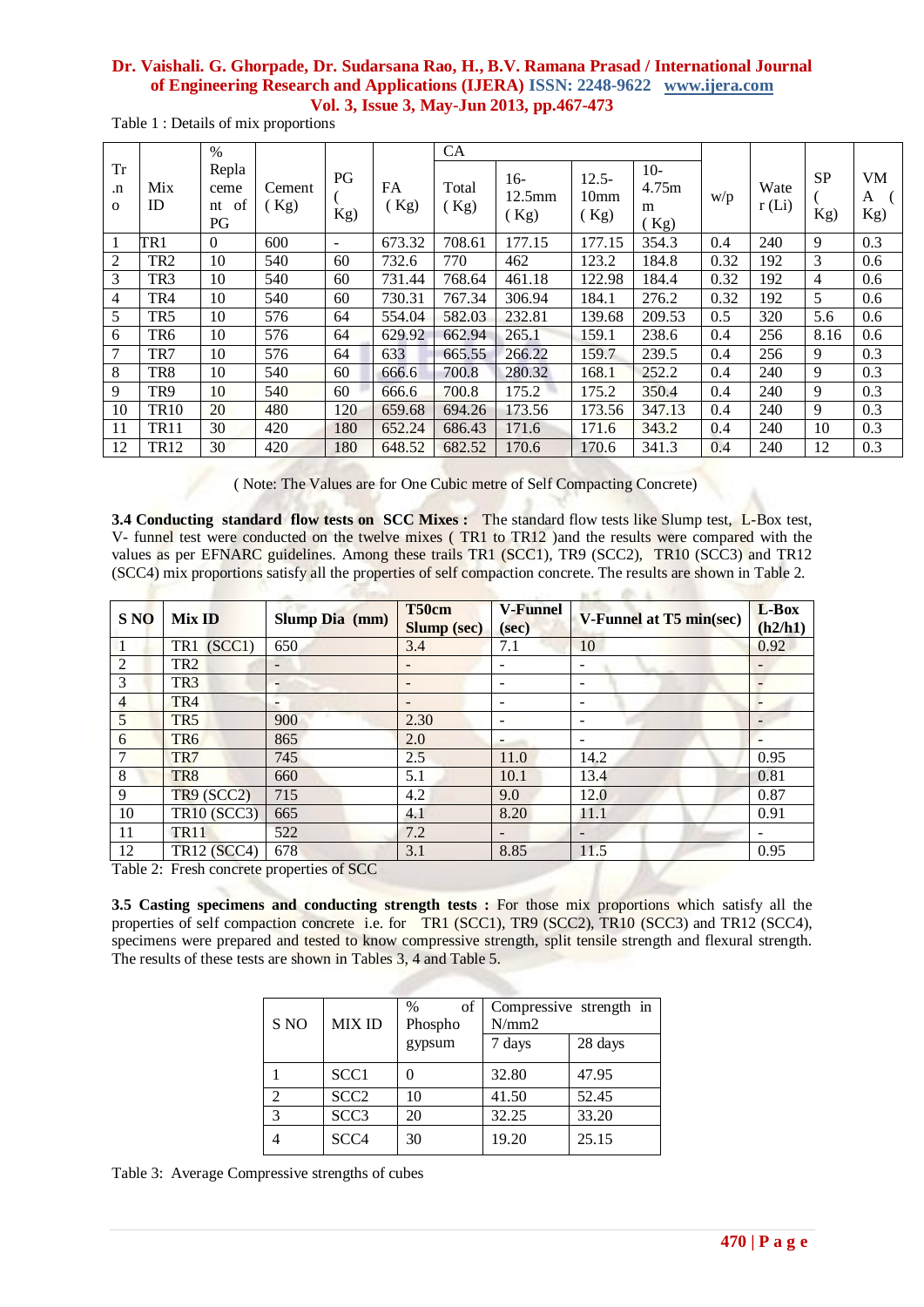Table 1 : Details of mix proportions

| Tr.no | Mix ID | % Replacement of PG | Cement (Kg) | PG (Kg) | FA (Kg) | CA | | | | w/p | Water (Li) | SP (Kg) | VMA (Kg) |
|---|---|---|---|---|---|---|---|---|---|---|---|---|---|
| | | | | | | Total (Kg) | 16-12.5mm (Kg) | 12.5-10mm (Kg) | 10-4.75mm (Kg) | | | | |
| 1 | TR1 | 0 | 600 | - | 673.32 | 708.61 | 177.15 | 177.15 | 354.3 | 0.4 | 240 | 9 | 0.3 |
| 2 | TR2 | 10 | 540 | 60 | 732.6 | 770 | 462 | 123.2 | 184.8 | 0.32 | 192 | 3 | 0.6 |
| 3 | TR3 | 10 | 540 | 60 | 731.44 | 768.64 | 461.18 | 122.98 | 184.4 | 0.32 | 192 | 4 | 0.6 |
| 4 | TR4 | 10 | 540 | 60 | 730.31 | 767.34 | 306.94 | 184.1 | 276.2 | 0.32 | 192 | 5 | 0.6 |
| 5 | TR5 | 10 | 576 | 64 | 554.04 | 582.03 | 232.81 | 139.68 | 209.53 | 0.5 | 320 | 5.6 | 0.6 |
| 6 | TR6 | 10 | 576 | 64 | 629.92 | 662.94 | 265.1 | 159.1 | 238.6 | 0.4 | 256 | 8.16 | 0.6 |
| 7 | TR7 | 10 | 576 | 64 | 633 | 665.55 | 266.22 | 159.7 | 239.5 | 0.4 | 256 | 9 | 0.3 |
| 8 | TR8 | 10 | 540 | 60 | 666.6 | 700.8 | 280.32 | 168.1 | 252.2 | 0.4 | 240 | 9 | 0.3 |
| 9 | TR9 | 10 | 540 | 60 | 666.6 | 700.8 | 175.2 | 175.2 | 350.4 | 0.4 | 240 | 9 | 0.3 |
| 10 | TR10 | 20 | 480 | 120 | 659.68 | 694.26 | 173.56 | 173.56 | 347.13 | 0.4 | 240 | 9 | 0.3 |
| 11 | TR11 | 30 | 420 | 180 | 652.24 | 686.43 | 171.6 | 171.6 | 343.2 | 0.4 | 240 | 10 | 0.3 |
| 12 | TR12 | 30 | 420 | 180 | 648.52 | 682.52 | 170.6 | 170.6 | 341.3 | 0.4 | 240 | 12 | 0.3 |

( Note: The Values are for One Cubic metre of Self Compacting Concrete)

**3.4 Conducting standard flow tests on SCC Mixes :** The standard flow tests like Slump test, L-Box test, V- funnel test were conducted on the twelve mixes ( TR1 to TR12 )and the results were compared with the values as per EFNARC guidelines. Among these trails TR1 (SCC1), TR9 (SCC2), TR10 (SCC3) and TR12 (SCC4) mix proportions satisfy all the properties of self compaction concrete. The results are shown in Table 2.

| S NO | Mix ID | Slump Dia (mm) | T50cm Slump (sec) | V-Funnel (sec) | V-Funnel at T5 min(sec) | L-Box (h2/h1) |
|---|---|---|---|---|---|---|
| 1 | TR1 (SCC1) | 650 | 3.4 | 7.1 | 10 | 0.92 |
| 2 | TR2 | - | - | - | - | - |
| 3 | TR3 | - | - | - | - | - |
| 4 | TR4 | - | - | - | - | - |
| 5 | TR5 | 900 | 2.30 | - | - | - |
| 6 | TR6 | 865 | 2.0 | - | - | - |
| 7 | TR7 | 745 | 2.5 | 11.0 | 14.2 | 0.95 |
| 8 | TR8 | 660 | 5.1 | 10.1 | 13.4 | 0.81 |
| 9 | TR9 (SCC2) | 715 | 4.2 | 9.0 | 12.0 | 0.87 |
| 10 | TR10 (SCC3) | 665 | 4.1 | 8.20 | 11.1 | 0.91 |
| 11 | TR11 | 522 | 7.2 | - | - | - |
| 12 | TR12 (SCC4) | 678 | 3.1 | 8.85 | 11.5 | 0.95 |

Table 2: Fresh concrete properties of SCC

**3.5 Casting specimens and conducting strength tests :** For those mix proportions which satisfy all the properties of self compaction concrete i.e. for TR1 (SCC1), TR9 (SCC2), TR10 (SCC3) and TR12 (SCC4), specimens were prepared and tested to know compressive strength, split tensile strength and flexural strength. The results of these tests are shown in Tables 3, 4 and Table 5.

| S NO | MIX ID | % of Phospho gypsum | Compressive strength in N/mm2 | |
|---|---|---|---|---|
| | | | 7 days | 28 days |
| 1 | SCC1 | 0 | 32.80 | 47.95 |
| 2 | SCC2 | 10 | 41.50 | 52.45 |
| 3 | SCC3 | 20 | 32.25 | 33.20 |
| 4 | SCC4 | 30 | 19.20 | 25.15 |

Table 3: Average Compressive strengths of cubes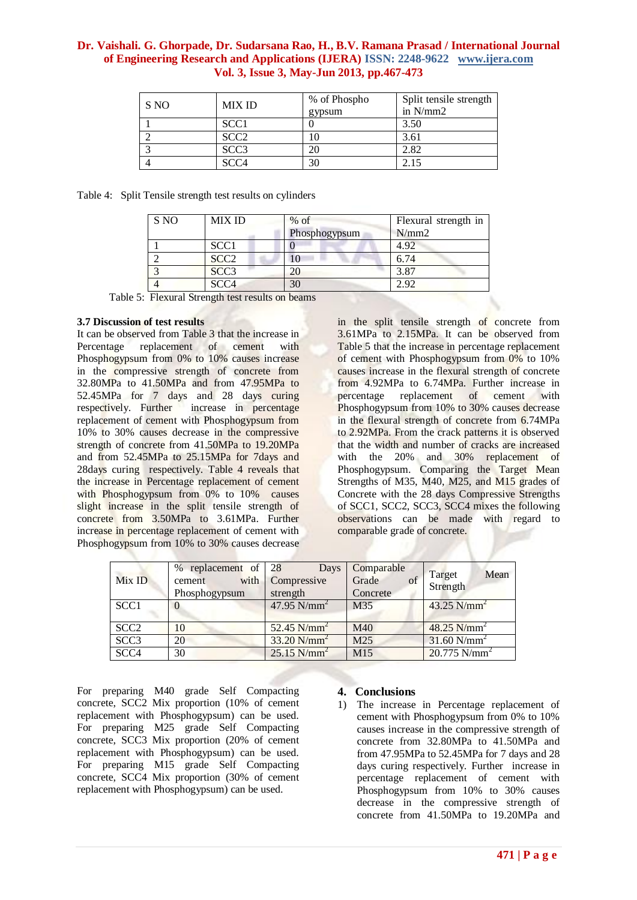| S NO | MIX ID | % of Phospho gypsum | Split tensile strength in N/mm2 |
|---|---|---|---|
| 1 | SCC1 | 0 | 3.50 |
| 2 | SCC2 | 10 | 3.61 |
| 3 | SCC3 | 20 | 2.82 |
| 4 | SCC4 | 30 | 2.15 |

Table 4: Split Tensile strength test results on cylinders

| S NO | MIX ID | % of Phosphogypsum | Flexural strength in N/mm2 |
|---|---|---|---|
| 1 | SCC1 | 0 | 4.92 |
| 2 | SCC2 | 10 | 6.74 |
| 3 | SCC3 | 20 | 3.87 |
| 4 | SCC4 | 30 | 2.92 |

Table 5: Flexural Strength test results on beams

### 3.7 Discussion of test results

It can be observed from Table 3 that the increase in Percentage replacement of cement with Phosphogypsum from 0% to 10% causes increase in the compressive strength of concrete from 32.80MPa to 41.50MPa and from 47.95MPa to 52.45MPa for 7 days and 28 days curing respectively. Further increase in percentage replacement of cement with Phosphogypsum from 10% to 30% causes decrease in the compressive strength of concrete from 41.50MPa to 19.20MPa and from 52.45MPa to 25.15MPa for 7days and 28days curing respectively. Table 4 reveals that the increase in Percentage replacement of cement with Phosphogypsum from 0% to 10% causes slight increase in the split tensile strength of concrete from 3.50MPa to 3.61MPa. Further increase in percentage replacement of cement with Phosphogypsum from 10% to 30% causes decrease in the split tensile strength of concrete from 3.61MPa to 2.15MPa. It can be observed from Table 5 that the increase in percentage replacement of cement with Phosphogypsum from 0% to 10% causes increase in the flexural strength of concrete from 4.92MPa to 6.74MPa. Further increase in percentage replacement of cement with Phosphogypsum from 10% to 30% causes decrease in the flexural strength of concrete from 6.74MPa to 2.92MPa. From the crack patterns it is observed that the width and number of cracks are increased with the 20% and 30% replacement of Phosphogypsum. Comparing the Target Mean Strengths of M35, M40, M25, and M15 grades of Concrete with the 28 days Compressive Strengths of SCC1, SCC2, SCC3, SCC4 mixes the following observations can be made with regard to comparable grade of concrete.

| Mix ID | % replacement of cement with Phosphogypsum | 28 Days Compressive strength | Comparable Grade of Concrete | Target Mean Strength |
|---|---|---|---|---|
| SCC1 | 0 | 47.95 $N/mm^2$ | M35 | 43.25 $N/mm^2$ |
| SCC2 | 10 | 52.45 $N/mm^2$ | M40 | 48.25 $N/mm^2$ |
| SCC3 | 20 | 33.20 $N/mm^2$ | M25 | 31.60 $N/mm^2$ |
| SCC4 | 30 | 25.15 $N/mm^2$ | M15 | 20.775 $N/mm^2$ |

For preparing M40 grade Self Compacting concrete, SCC2 Mix proportion (10% of cement replacement with Phosphogypsum) can be used. For preparing M25 grade Self Compacting concrete, SCC3 Mix proportion (20% of cement replacement with Phosphogypsum) can be used. For preparing M15 grade Self Compacting concrete, SCC4 Mix proportion (30% of cement replacement with Phosphogypsum) can be used.

## 4. Conclusions

1) The increase in Percentage replacement of cement with Phosphogypsum from 0% to 10% causes increase in the compressive strength of concrete from 32.80MPa to 41.50MPa and from 47.95MPa to 52.45MPa for 7 days and 28 days curing respectively. Further increase in percentage replacement of cement with Phosphogypsum from 10% to 30% causes decrease in the compressive strength of concrete from 41.50MPa to 19.20MPa and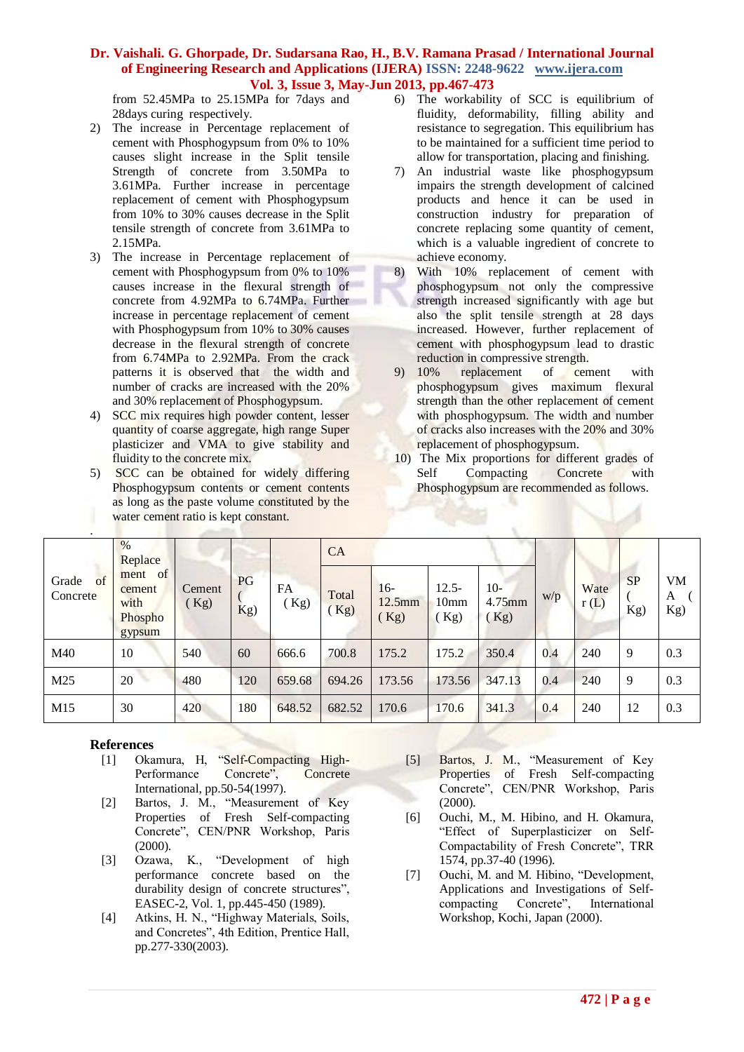from 52.45MPa to 25.15MPa for 7days and 28days curing respectively.

2) The increase in Percentage replacement of cement with Phosphogypsum from 0% to 10% causes slight increase in the Split tensile Strength of concrete from 3.50MPa to 3.61MPa. Further increase in percentage replacement of cement with Phosphogypsum from 10% to 30% causes decrease in the Split tensile strength of concrete from 3.61MPa to 2.15MPa.
3) The increase in Percentage replacement of cement with Phosphogypsum from 0% to 10% causes increase in the flexural strength of concrete from 4.92MPa to 6.74MPa. Further increase in percentage replacement of cement with Phosphogypsum from 10% to 30% causes decrease in the flexural strength of concrete from 6.74MPa to 2.92MPa. From the crack patterns it is observed that the width and number of cracks are increased with the 20% and 30% replacement of Phosphogypsum.
4) SCC mix requires high powder content, lesser quantity of coarse aggregate, high range Super plasticizer and VMA to give stability and fluidity to the concrete mix.
5) SCC can be obtained for widely differing Phosphogypsum contents or cement contents as long as the paste volume constituted by the water cement ratio is kept constant.
6) The workability of SCC is equilibrium of fluidity, deformability, filling ability and resistance to segregation. This equilibrium has to be maintained for a sufficient time period to allow for transportation, placing and finishing.
7) An industrial waste like phosphogypsum impairs the strength development of calcined products and hence it can be used in construction industry for preparation of concrete replacing some quantity of cement, which is a valuable ingredient of concrete to achieve economy.
8) With 10% replacement of cement with phosphogypsum not only the compressive strength increased significantly with age but also the split tensile strength at 28 days increased. However, further replacement of cement with phosphogypsum lead to drastic reduction in compressive strength.
9) 10% replacement of cement with phosphogypsum gives maximum flexural strength than the other replacement of cement with phosphogypsum. The width and number of cracks also increases with the 20% and 30% replacement of phosphogypsum.
10) The Mix proportions for different grades of Self Compacting Concrete with Phosphogypsum are recommended as follows.

| Grade of Concrete | % Replacement of cement with Phosphogypsum | Cement (Kg) | PG (Kg) | FA (Kg) | CA | | | | w/p | Water (L) | SP (Kg) | VMA (Kg) |
|---|---|---|---|---|---|---|---|---|---|---|---|---|
| | | | | | Total (Kg) | 16-12.5mm (Kg) | 12.5-10mm (Kg) | 10-4.75mm (Kg) | | | | |
| M40 | 10 | 540 | 60 | 666.6 | 700.8 | 175.2 | 175.2 | 350.4 | 0.4 | 240 | 9 | 0.3 |
| M25 | 20 | 480 | 120 | 659.68 | 694.26 | 173.56 | 173.56 | 347.13 | 0.4 | 240 | 9 | 0.3 |
| M15 | 30 | 420 | 180 | 648.52 | 682.52 | 170.6 | 170.6 | 341.3 | 0.4 | 240 | 12 | 0.3 |

## References

[1] Okamura, H, "Self-Compacting High-Performance Concrete", Concrete International, pp.50-54(1997).

[2] Bartos, J. M., "Measurement of Key Properties of Fresh Self-compacting Concrete", CEN/PNR Workshop, Paris (2000).

[3] Ozawa, K., "Development of high performance concrete based on the durability design of concrete structures", EASEC-2, Vol. 1, pp.445-450 (1989).

[4] Atkins, H. N., "Highway Materials, Soils, and Concretes", 4th Edition, Prentice Hall, pp.277-330(2003).

[5] Bartos, J. M., "Measurement of Key Properties of Fresh Self-compacting Concrete", CEN/PNR Workshop, Paris (2000).

[6] Ouchi, M., M. Hibino, and H. Okamura, "Effect of Superplasticizer on Self-Compactability of Fresh Concrete", TRR 1574, pp.37-40 (1996).

[7] Ouchi, M. and M. Hibino, "Development, Applications and Investigations of Self-compacting Concrete", International Workshop, Kochi, Japan (2000).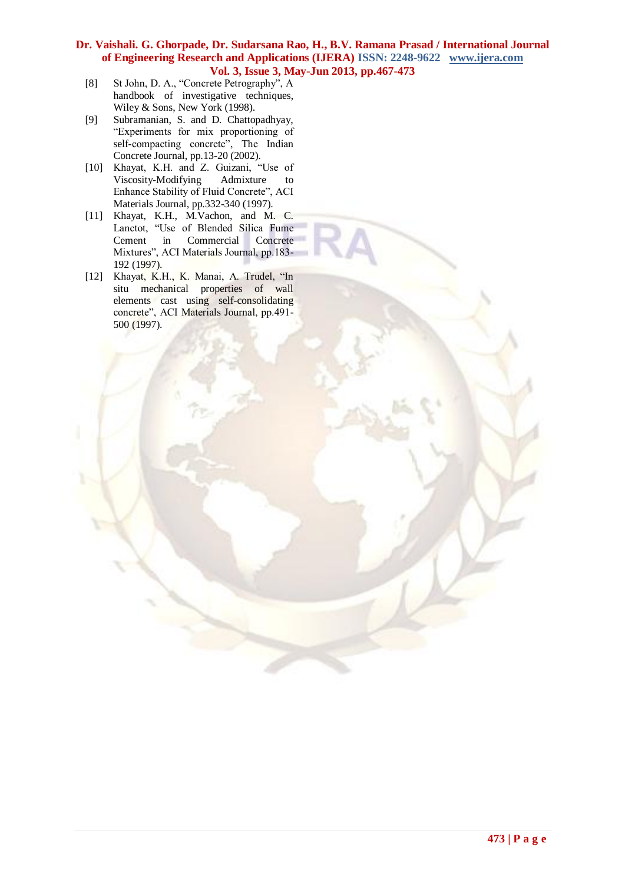[8] St John, D. A., "Concrete Petrography", A handbook of investigative techniques, Wiley & Sons, New York (1998).

[9] Subramanian, S. and D. Chattopadhyay, "Experiments for mix proportioning of self-compacting concrete", The Indian Concrete Journal, pp.13-20 (2002).

[10] Khayat, K.H. and Z. Guizani, "Use of Viscosity-Modifying Admixture to Enhance Stability of Fluid Concrete", ACI Materials Journal, pp.332-340 (1997).

[11] Khayat, K.H., M.Vachon, and M. C. Lanctot, "Use of Blended Silica Fume Cement in Commercial Concrete Mixtures", ACI Materials Journal, pp.183-192 (1997).

[12] Khayat, K.H., K. Manai, A. Trudel, "In situ mechanical properties of wall elements cast using self-consolidating concrete", ACI Materials Journal, pp.491-500 (1997).